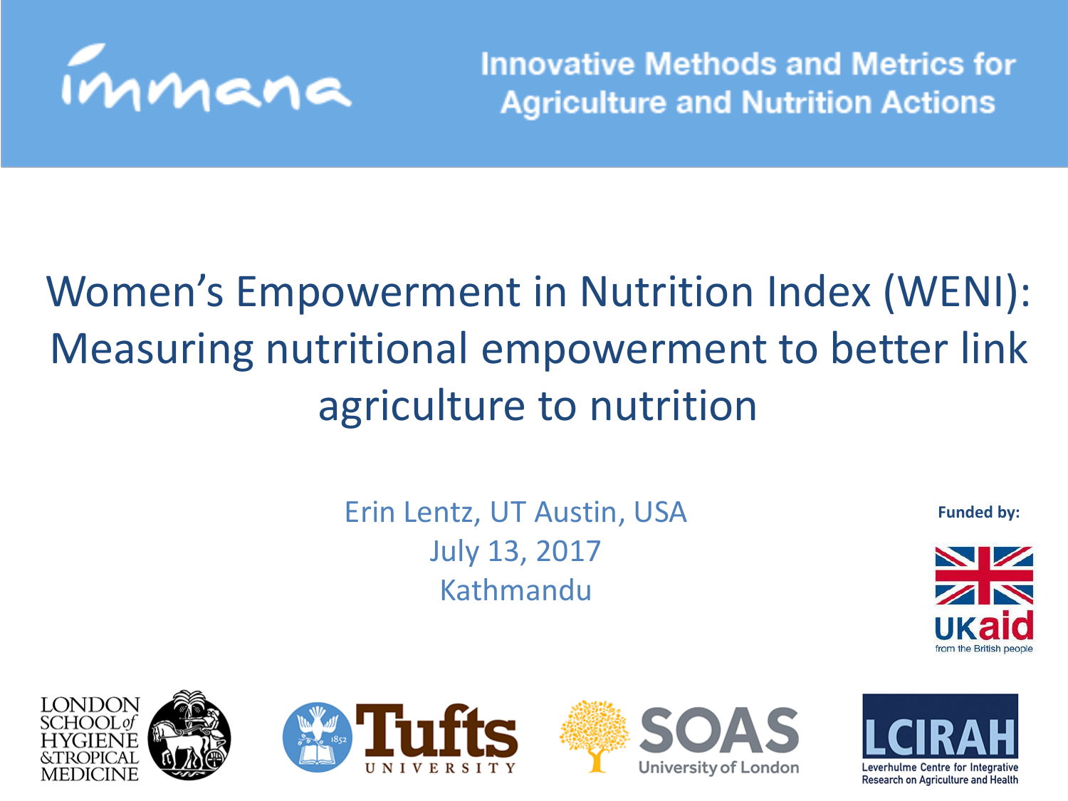immana

Innovative Methods and Metrics for Agriculture and Nutrition Actions

# Women's Empowerment in Nutrition Index (WENI): Measuring nutritional empowerment to better link agriculture to nutrition

Erin Lentz, UT Austin, USA

July 13, 2017

Kathmandu

Funded by:

UKaid from the British people

LONDON SCHOOL of HYGIENE & TROPICAL MEDICINE

Tufts UNIVERSITY

SOAS University of London

LCIRAH Leverhulme Centre for Integrative Research on Agriculture and Health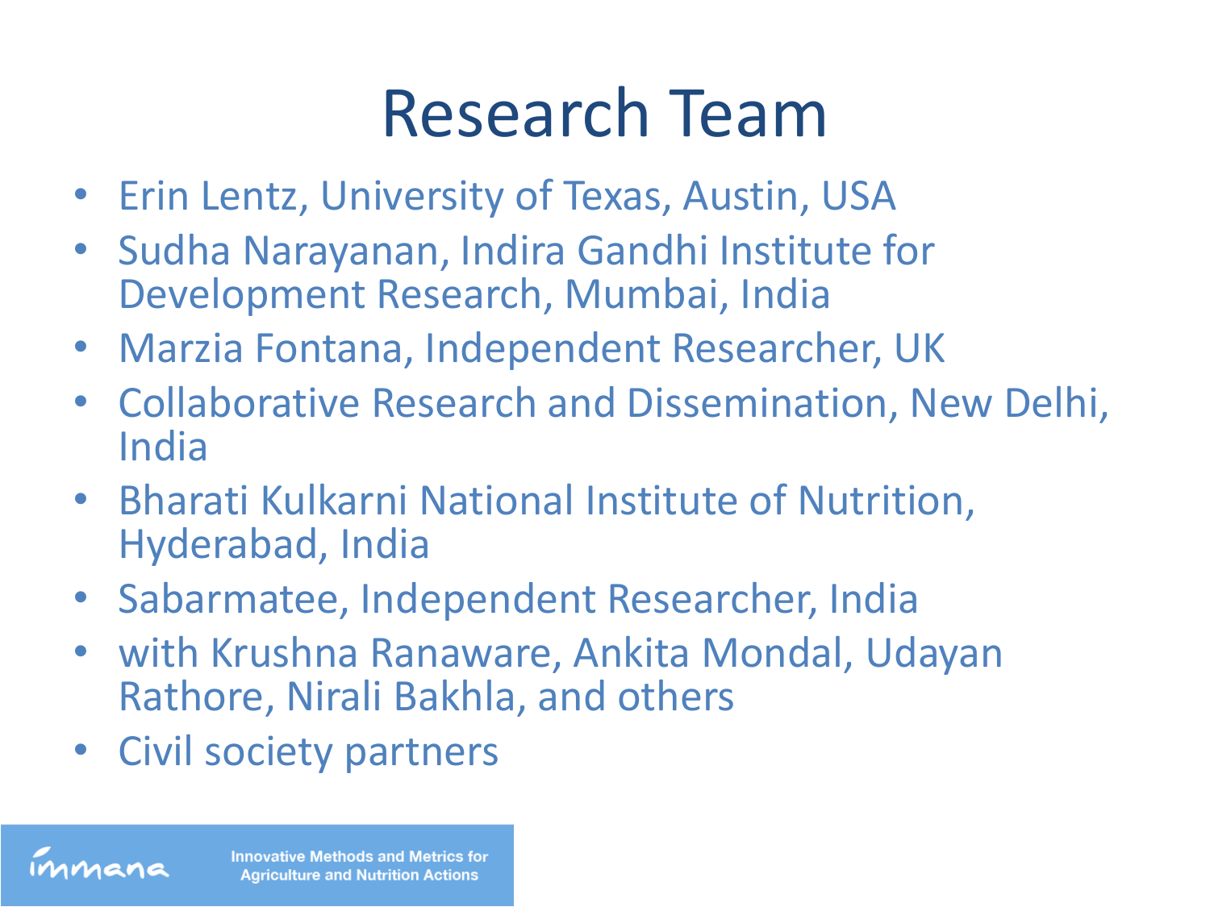# Research Team

- Erin Lentz, University of Texas, Austin, USA
- Sudha Narayanan, Indira Gandhi Institute for Development Research, Mumbai, India
- Marzia Fontana, Independent Researcher, UK
- Collaborative Research and Dissemination, New Delhi, India
- Bharati Kulkarni National Institute of Nutrition, Hyderabad, India
- Sabarmatee, Independent Researcher, India
- with Krushna Ranaware, Ankita Mondal, Udayan Rathore, Nirali Bakhla, and others
- Civil society partners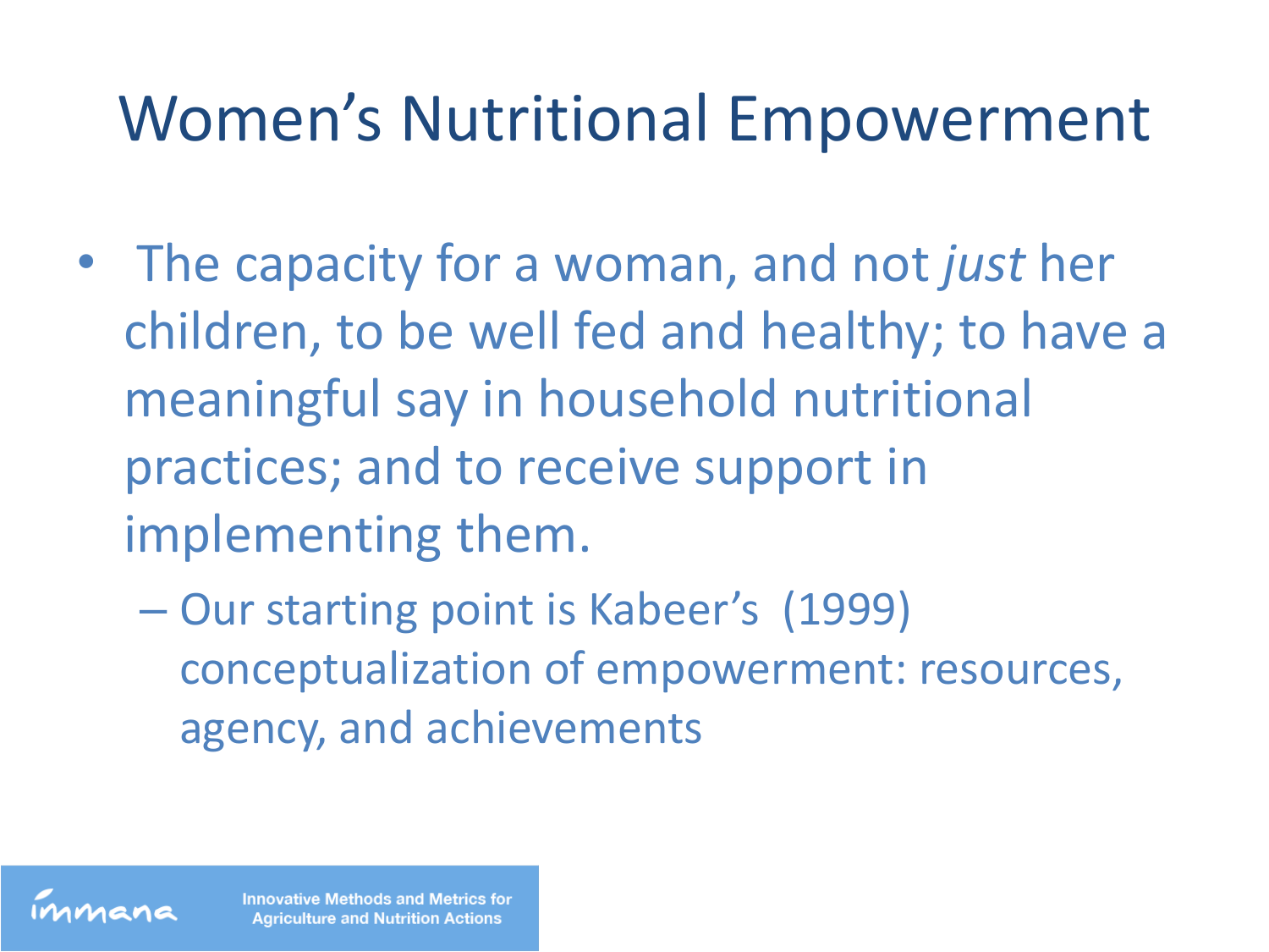# Women's Nutritional Empowerment

- The capacity for a woman, and not *just* her children, to be well fed and healthy; to have a meaningful say in household nutritional practices; and to receive support in implementing them.
  - Our starting point is Kabeer's (1999) conceptualization of empowerment: resources, agency, and achievements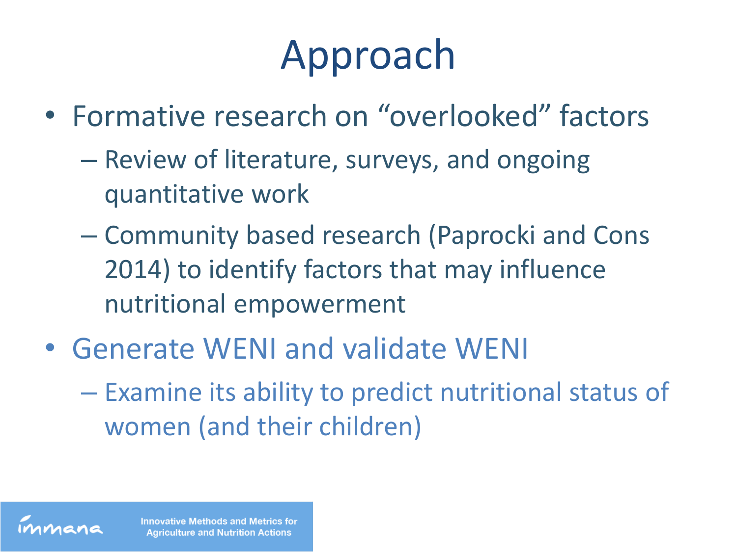# Approach

- Formative research on "overlooked" factors
  - Review of literature, surveys, and ongoing quantitative work
  - Community based research (Paprocki and Cons 2014) to identify factors that may influence nutritional empowerment
- Generate WENI and validate WENI
  - Examine its ability to predict nutritional status of women (and their children)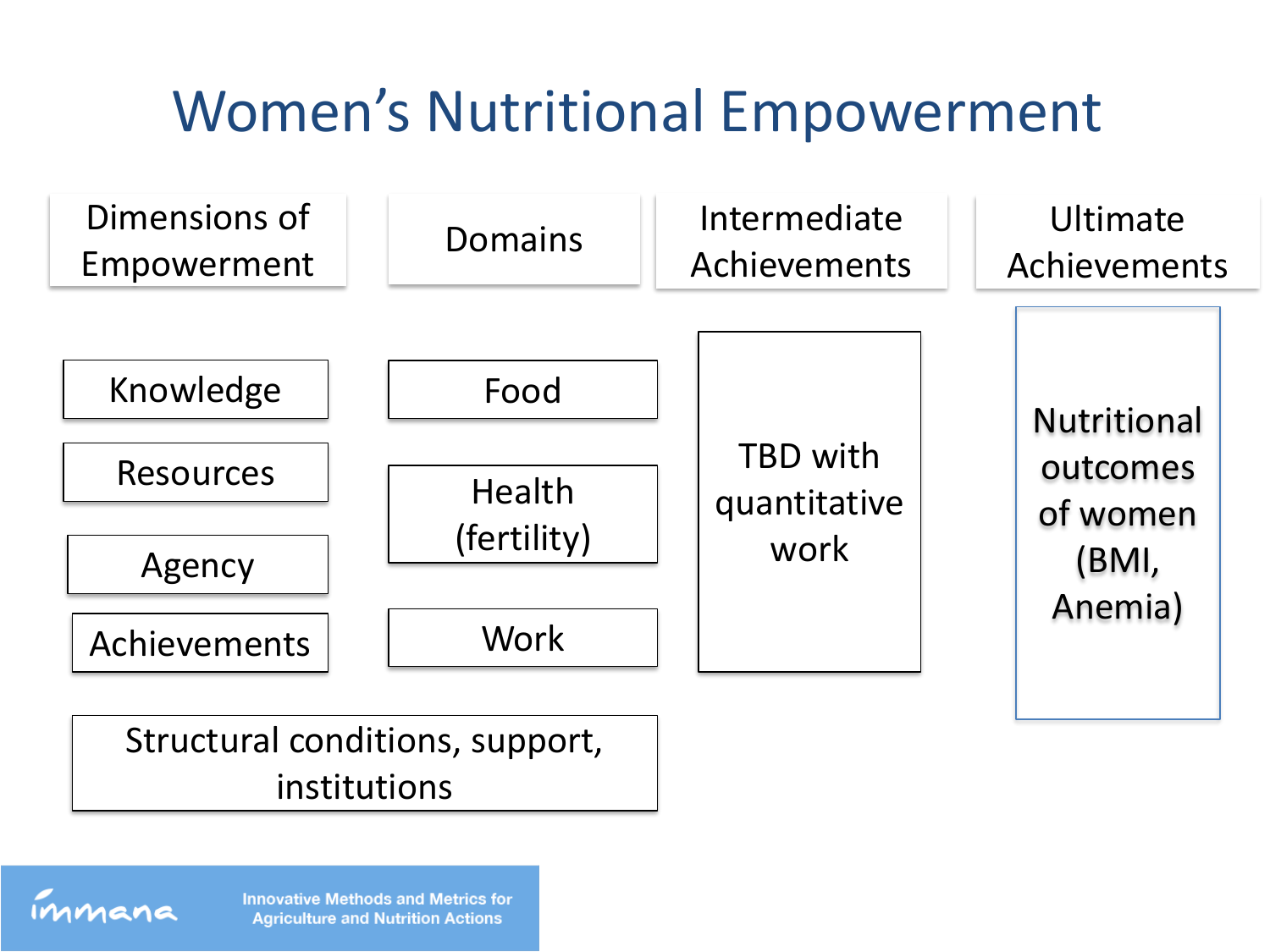# Women's Nutritional Empowerment

| Dimensions of Empowerment | Domains | Intermediate Achievements | Ultimate Achievements |
|---|---|---|---|
| Knowledge | Food | TBD with quantitative work | Nutritional outcomes of women (BMI, Anemia) |
| Resources | Health (fertility) | | |
| Agency | Work | | |
| Achievements | | | |

Structural conditions, support, institutions

immana — Innovative Methods and Metrics for Agriculture and Nutrition Actions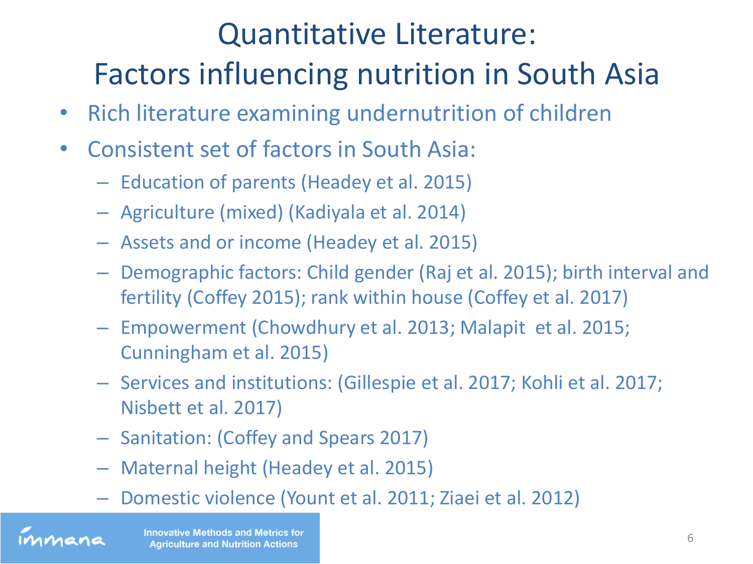# Quantitative Literature: Factors influencing nutrition in South Asia

- Rich literature examining undernutrition of children
- Consistent set of factors in South Asia:
  - Education of parents (Headey et al. 2015)
  - Agriculture (mixed) (Kadiyala et al. 2014)
  - Assets and or income (Headey et al. 2015)
  - Demographic factors: Child gender (Raj et al. 2015); birth interval and fertility (Coffey 2015); rank within house (Coffey et al. 2017)
  - Empowerment (Chowdhury et al. 2013; Malapit et al. 2015; Cunningham et al. 2015)
  - Services and institutions: (Gillespie et al. 2017; Kohli et al. 2017; Nisbett et al. 2017)
  - Sanitation: (Coffey and Spears 2017)
  - Maternal height (Headey et al. 2015)
  - Domestic violence (Yount et al. 2011; Ziaei et al. 2012)

Innovative Methods and Metrics for Agriculture and Nutrition Actions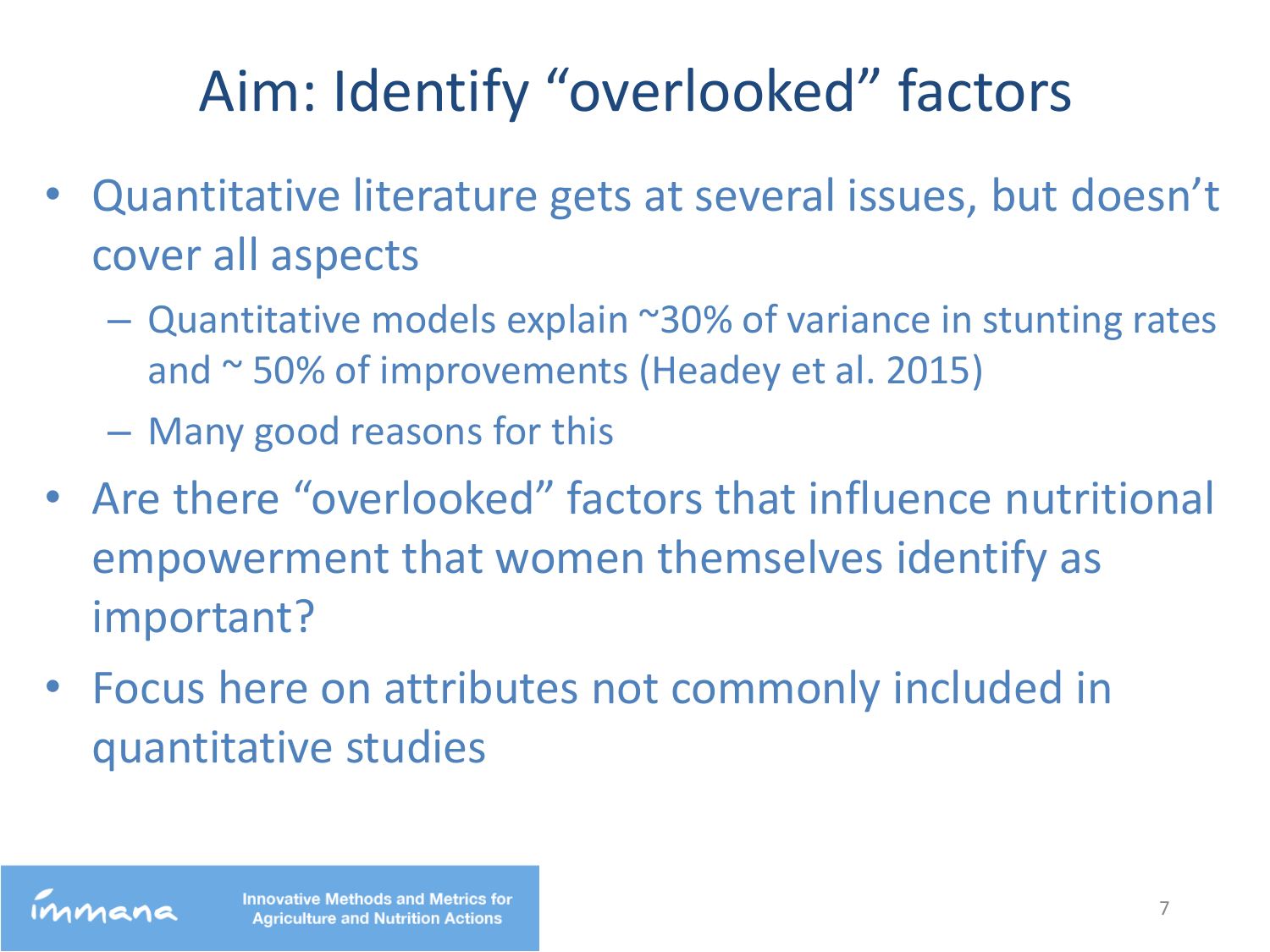# Aim: Identify "overlooked" factors

- Quantitative literature gets at several issues, but doesn't cover all aspects
  - Quantitative models explain ~30% of variance in stunting rates and ~ 50% of improvements (Headey et al. 2015)
  - Many good reasons for this
- Are there "overlooked" factors that influence nutritional empowerment that women themselves identify as important?
- Focus here on attributes not commonly included in quantitative studies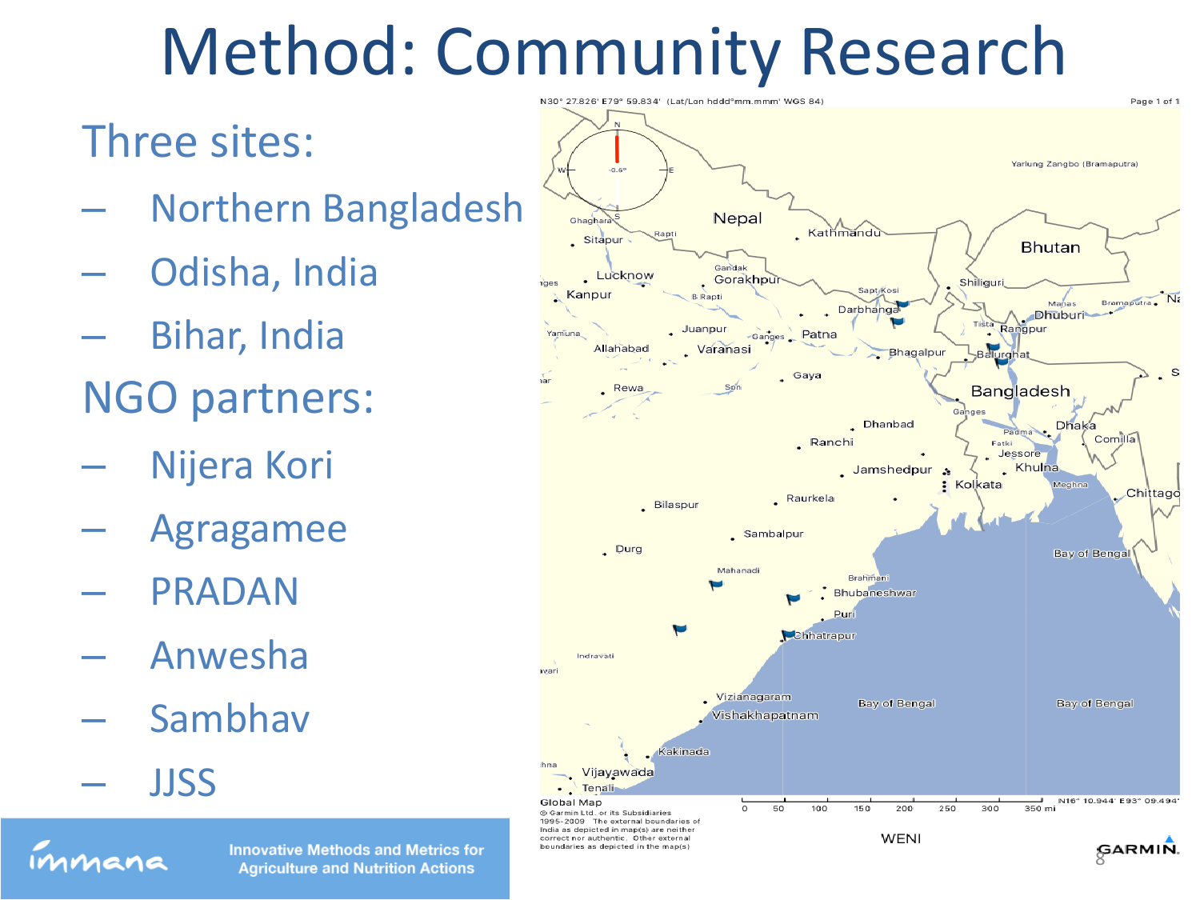# Method: Community Research

## Three sites:

- Northern Bangladesh
- Odisha, India
- Bihar, India

## NGO partners:

- Nijera Kori
- Agragamee
- PRADAN
- Anwesha
- Sambhav
- JJSS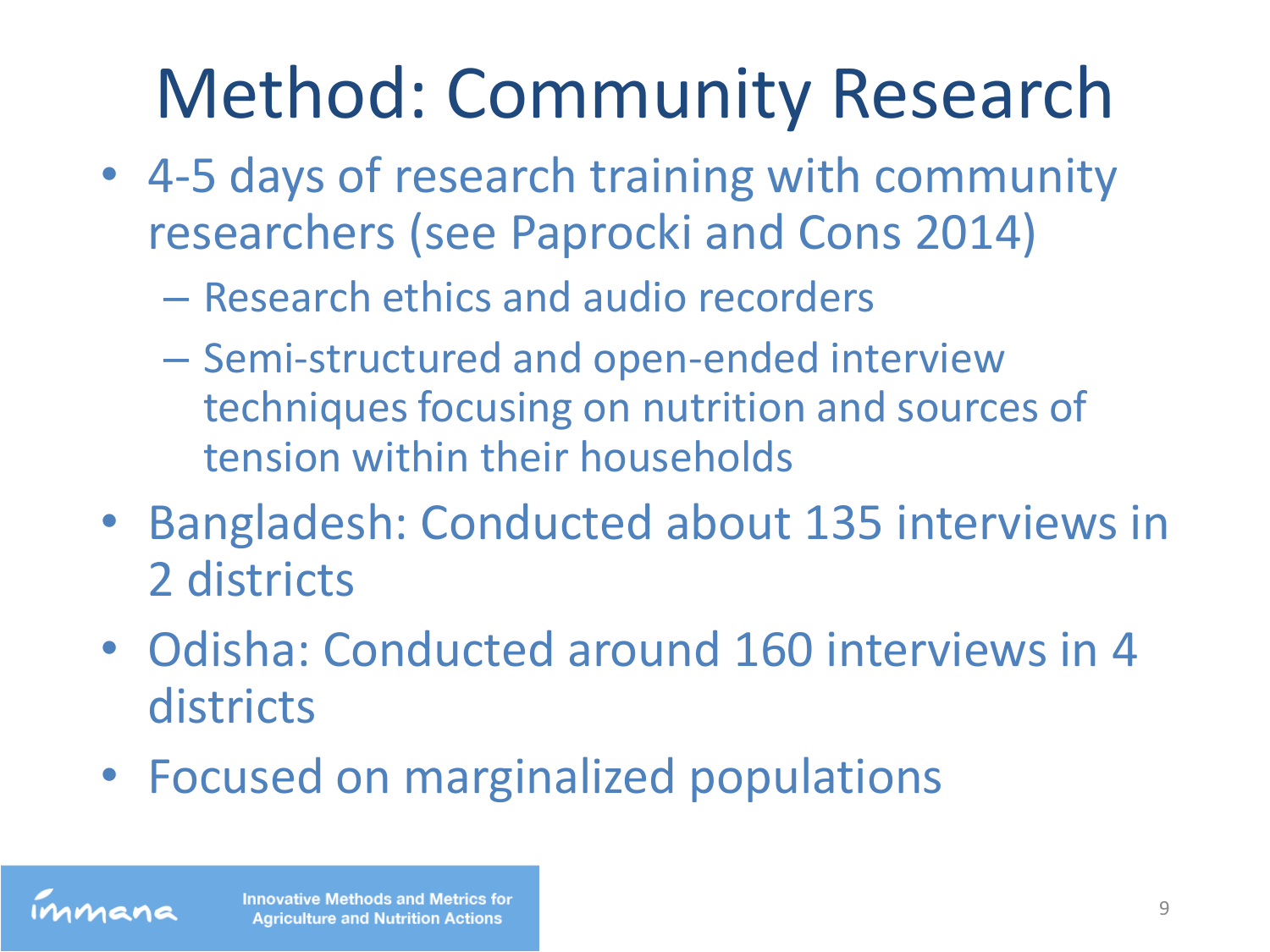# Method: Community Research

- 4-5 days of research training with community researchers (see Paprocki and Cons 2014)
  - Research ethics and audio recorders
  - Semi-structured and open-ended interview techniques focusing on nutrition and sources of tension within their households
- Bangladesh: Conducted about 135 interviews in 2 districts
- Odisha: Conducted around 160 interviews in 4 districts
- Focused on marginalized populations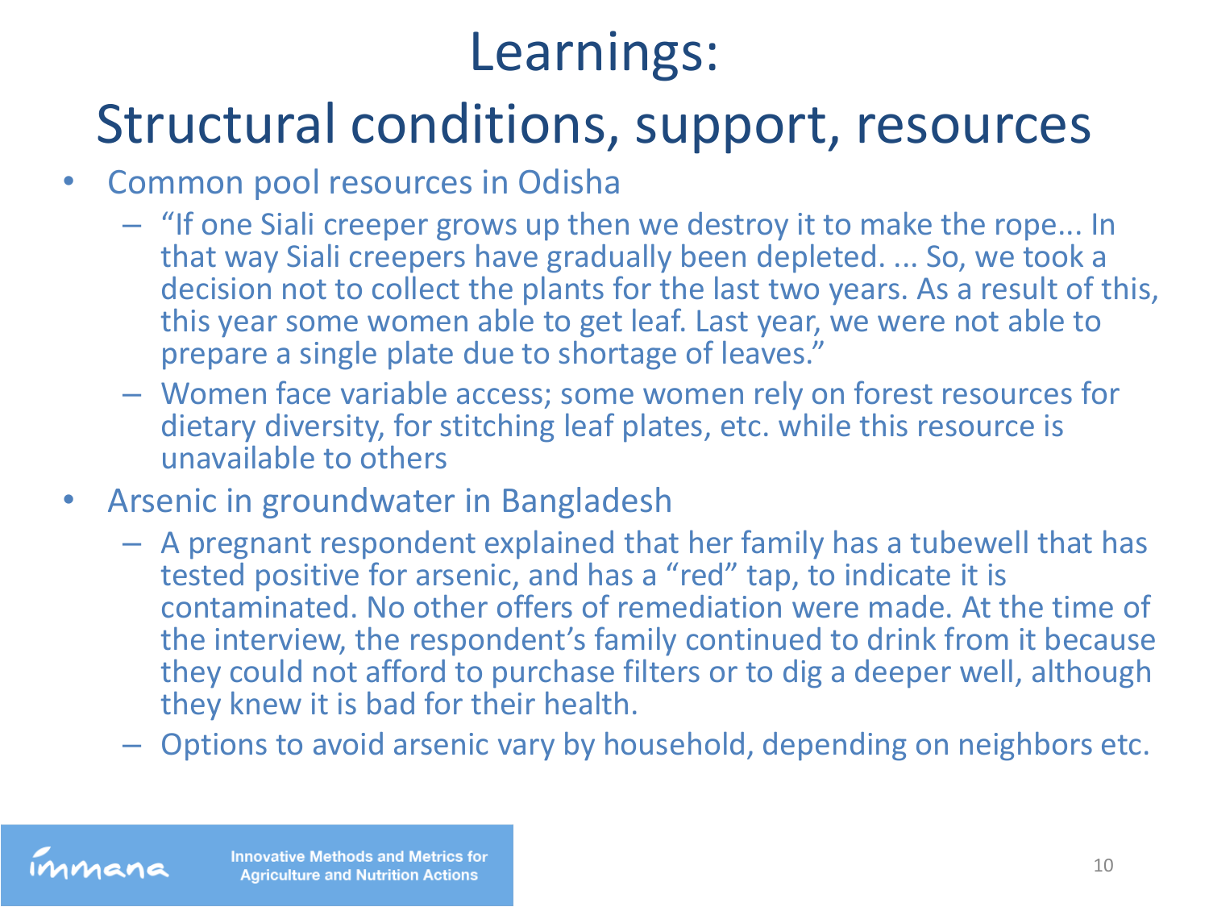# Learnings:

## Structural conditions, support, resources

- Common pool resources in Odisha
  - "If one Siali creeper grows up then we destroy it to make the rope... In that way Siali creepers have gradually been depleted. ... So, we took a decision not to collect the plants for the last two years. As a result of this, this year some women able to get leaf. Last year, we were not able to prepare a single plate due to shortage of leaves."
  - Women face variable access; some women rely on forest resources for dietary diversity, for stitching leaf plates, etc. while this resource is unavailable to others
- Arsenic in groundwater in Bangladesh
  - A pregnant respondent explained that her family has a tubewell that has tested positive for arsenic, and has a "red" tap, to indicate it is contaminated. No other offers of remediation were made. At the time of the interview, the respondent's family continued to drink from it because they could not afford to purchase filters or to dig a deeper well, although they knew it is bad for their health.
  - Options to avoid arsenic vary by household, depending on neighbors etc.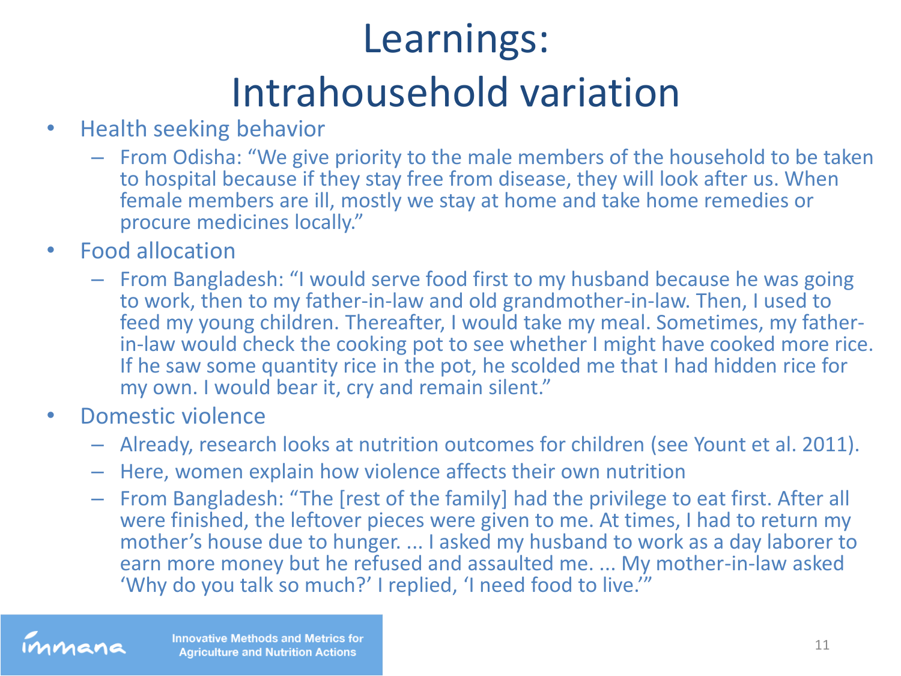# Learnings: Intrahousehold variation

- Health seeking behavior
  - From Odisha: "We give priority to the male members of the household to be taken to hospital because if they stay free from disease, they will look after us. When female members are ill, mostly we stay at home and take home remedies or procure medicines locally."
- Food allocation
  - From Bangladesh: "I would serve food first to my husband because he was going to work, then to my father-in-law and old grandmother-in-law. Then, I used to feed my young children. Thereafter, I would take my meal. Sometimes, my father-in-law would check the cooking pot to see whether I might have cooked more rice. If he saw some quantity rice in the pot, he scolded me that I had hidden rice for my own. I would bear it, cry and remain silent."
- Domestic violence
  - Already, research looks at nutrition outcomes for children (see Yount et al. 2011).
  - Here, women explain how violence affects their own nutrition
  - From Bangladesh: "The [rest of the family] had the privilege to eat first. After all were finished, the leftover pieces were given to me. At times, I had to return my mother's house due to hunger. ... I asked my husband to work as a day laborer to earn more money but he refused and assaulted me. ... My mother-in-law asked 'Why do you talk so much?' I replied, 'I need food to live.'"

Innovative Methods and Metrics for Agriculture and Nutrition Actions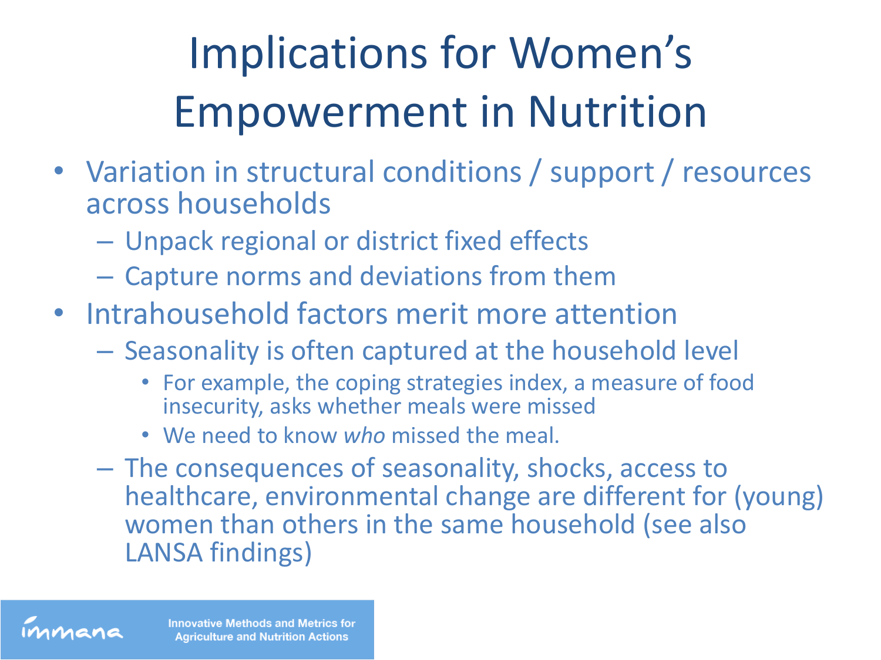# Implications for Women's Empowerment in Nutrition

- Variation in structural conditions / support / resources across households
  - Unpack regional or district fixed effects
  - Capture norms and deviations from them
- Intrahousehold factors merit more attention
  - Seasonality is often captured at the household level
    - For example, the coping strategies index, a measure of food insecurity, asks whether meals were missed
    - We need to know *who* missed the meal.
  - The consequences of seasonality, shocks, access to healthcare, environmental change are different for (young) women than others in the same household (see also LANSA findings)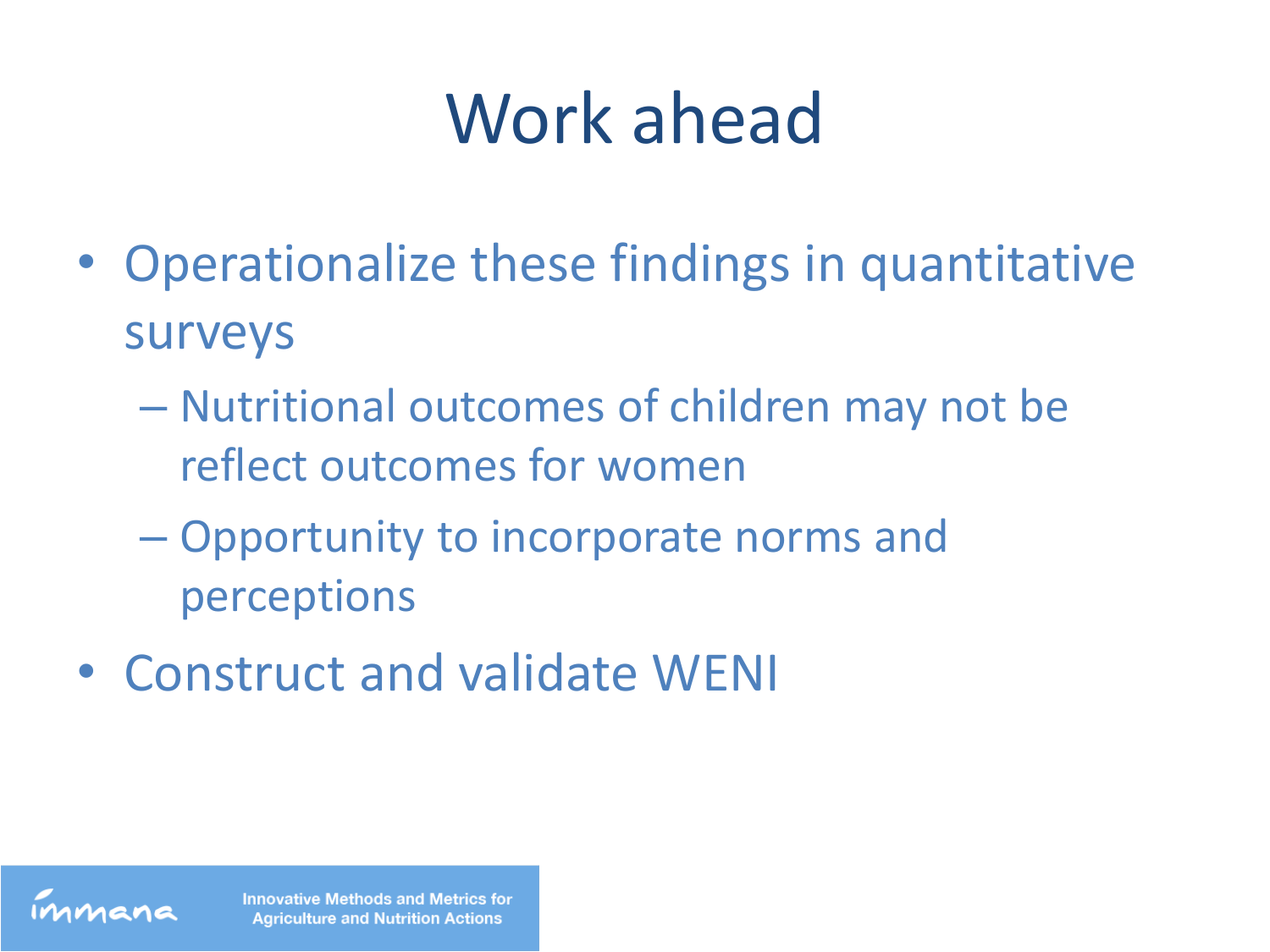# Work ahead

- Operationalize these findings in quantitative surveys
  - Nutritional outcomes of children may not be reflect outcomes for women
  - Opportunity to incorporate norms and perceptions
- Construct and validate WENI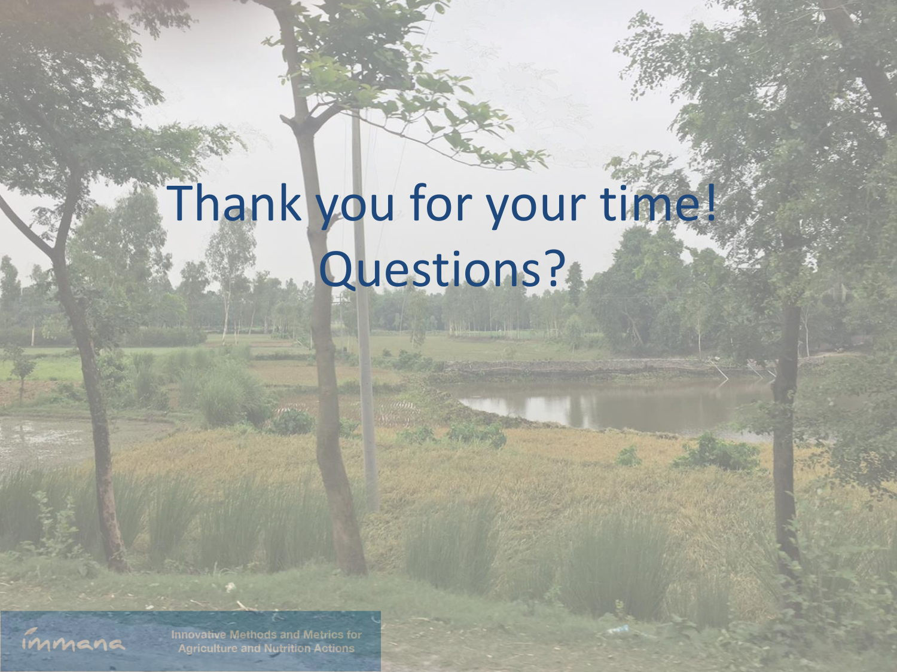# Thank you for your time!
# Questions?

Innovative Methods and Metrics for Agriculture and Nutrition Actions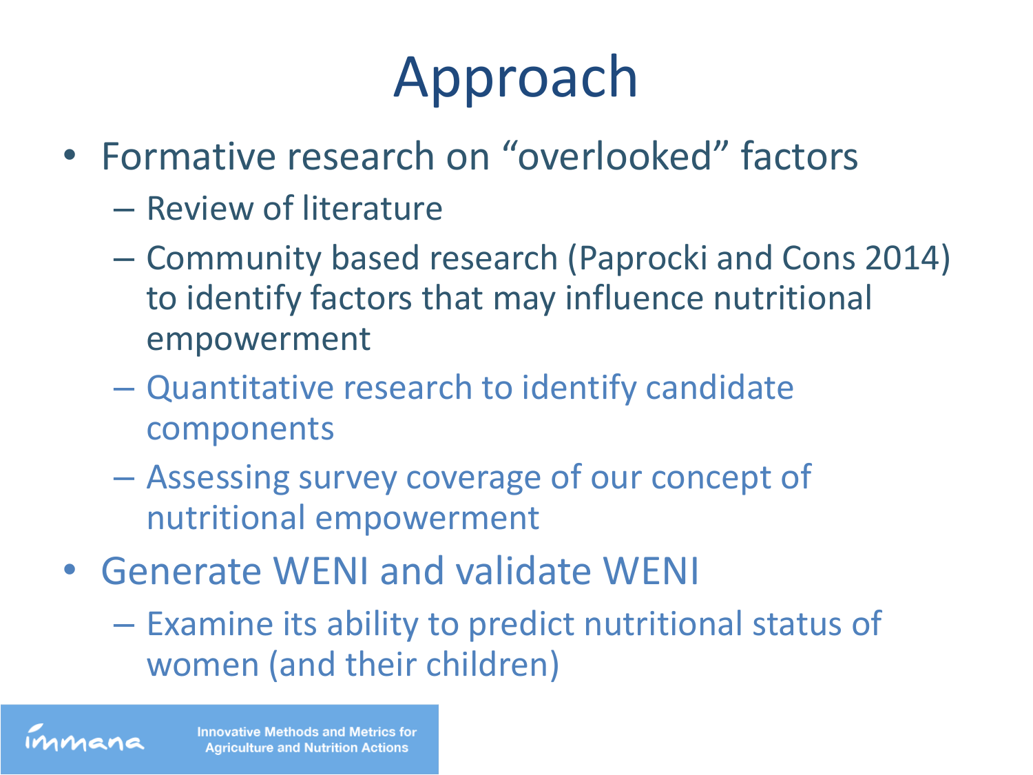# Approach

- Formative research on "overlooked" factors
  - Review of literature
  - Community based research (Paprocki and Cons 2014) to identify factors that may influence nutritional empowerment
  - Quantitative research to identify candidate components
  - Assessing survey coverage of our concept of nutritional empowerment
- Generate WENI and validate WENI
  - Examine its ability to predict nutritional status of women (and their children)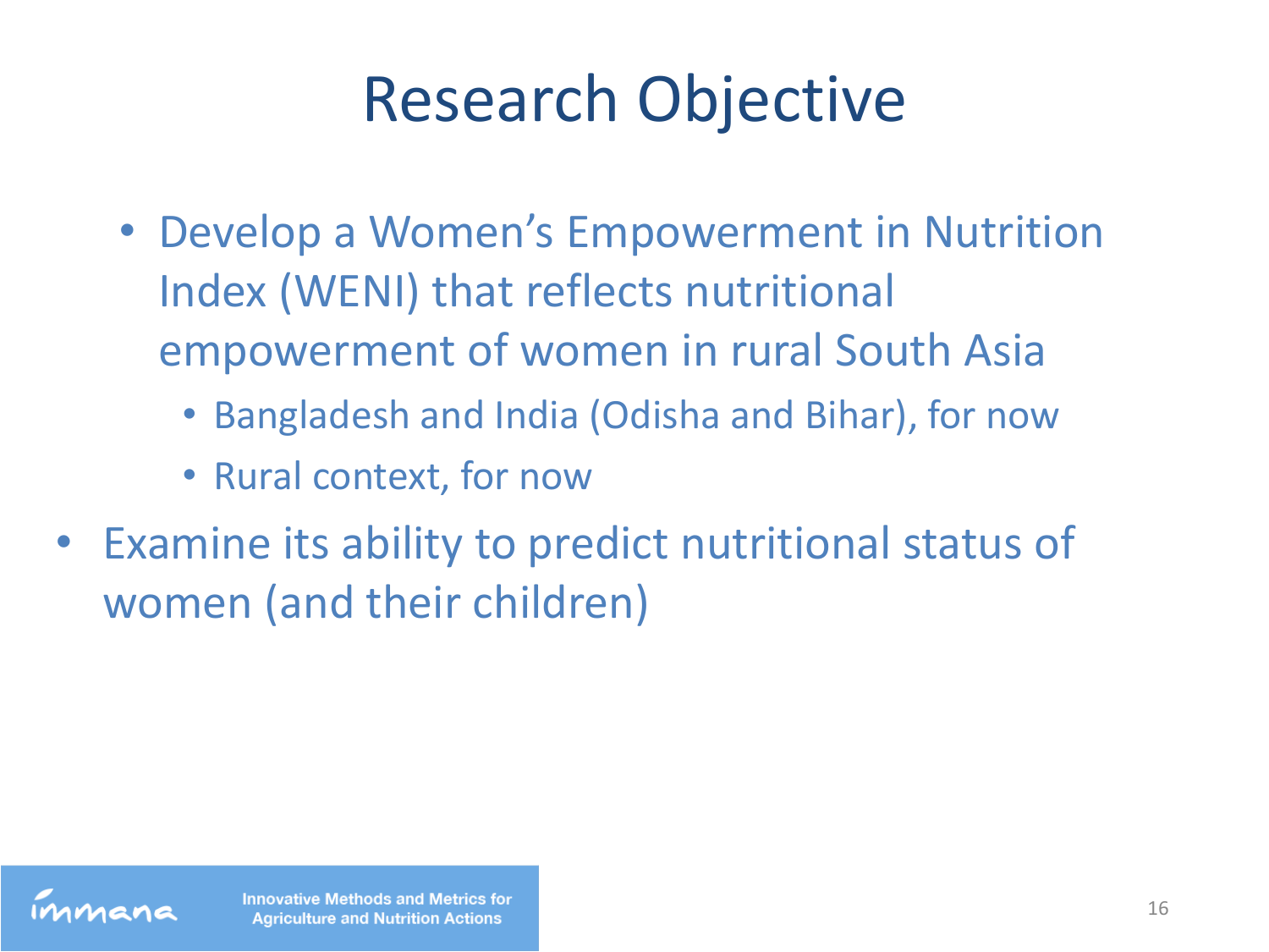# Research Objective

- Develop a Women's Empowerment in Nutrition Index (WENI) that reflects nutritional empowerment of women in rural South Asia
  - Bangladesh and India (Odisha and Bihar), for now
  - Rural context, for now
- Examine its ability to predict nutritional status of women (and their children)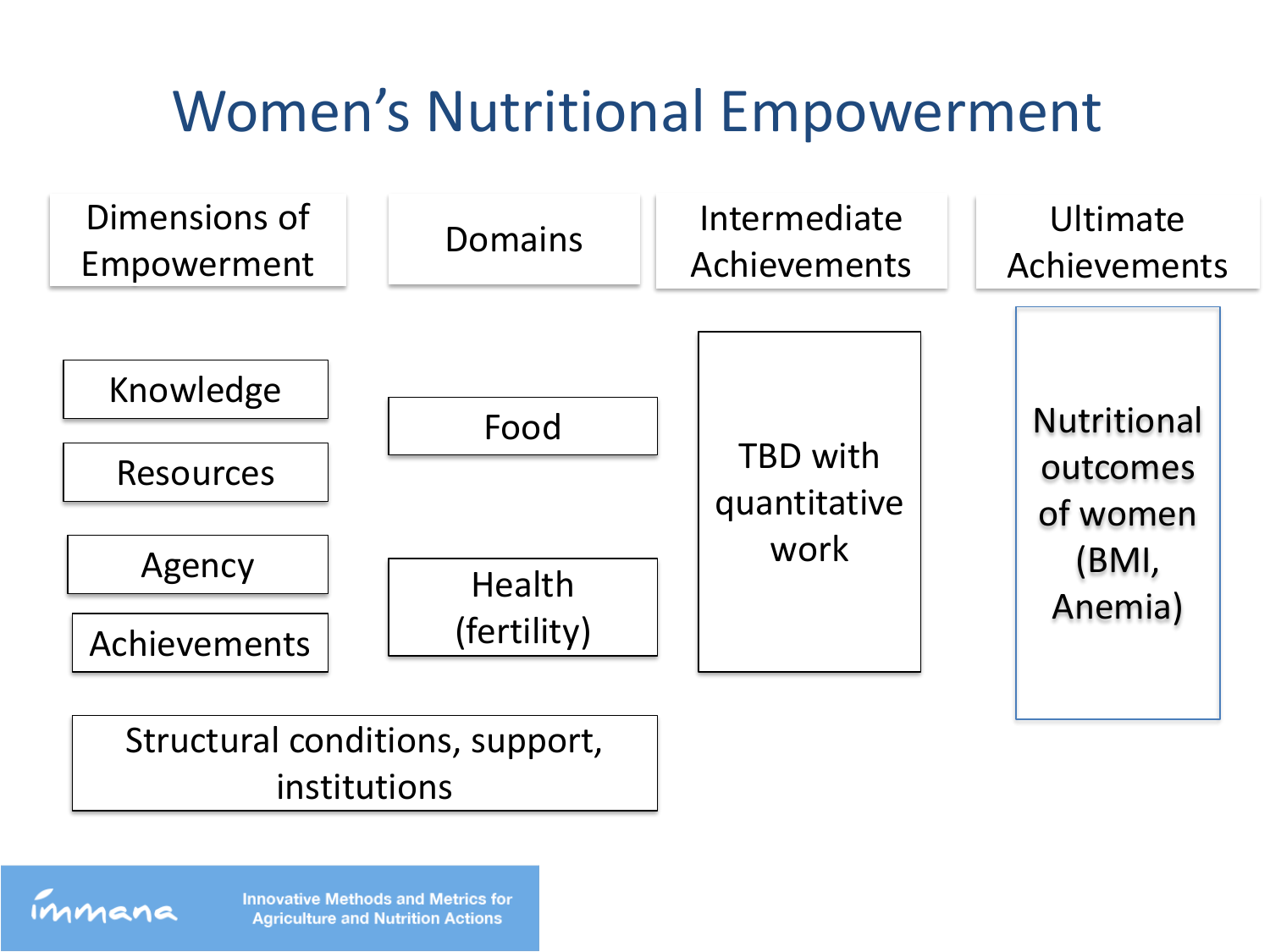# Women's Nutritional Empowerment

Dimensions of Empowerment

Domains

Intermediate Achievements

Ultimate Achievements

Knowledge

Resources

Agency

Achievements

Food

Health (fertility)

TBD with quantitative work

Nutritional outcomes of women (BMI, Anemia)

Structural conditions, support, institutions

immana

Innovative Methods and Metrics for Agriculture and Nutrition Actions